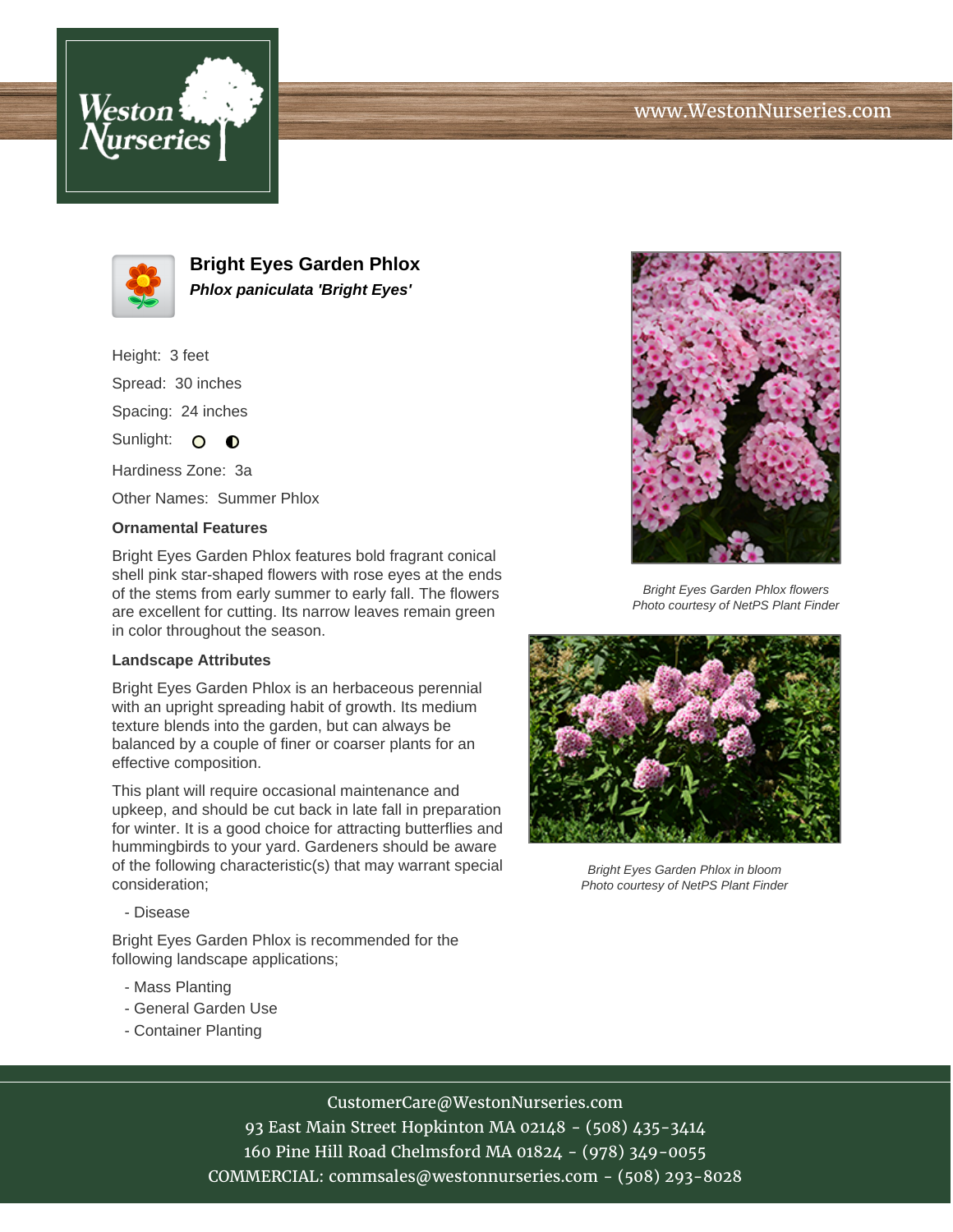# Bright Eyes Garden Phlox

***Phlox paniculata 'Bright Eyes'***

Height: 3 feet

Spread: 30 inches

Spacing: 24 inches

Sunlight: ○ ◐

Hardiness Zone: 3a

Other Names: Summer Phlox

### Ornamental Features

Bright Eyes Garden Phlox features bold fragrant conical shell pink star-shaped flowers with rose eyes at the ends of the stems from early summer to early fall. The flowers are excellent for cutting. Its narrow leaves remain green in color throughout the season.

### Landscape Attributes

Bright Eyes Garden Phlox is an herbaceous perennial with an upright spreading habit of growth. Its medium texture blends into the garden, but can always be balanced by a couple of finer or coarser plants for an effective composition.

This plant will require occasional maintenance and upkeep, and should be cut back in late fall in preparation for winter. It is a good choice for attracting butterflies and hummingbirds to your yard. Gardeners should be aware of the following characteristic(s) that may warrant special consideration;

- Disease

Bright Eyes Garden Phlox is recommended for the following landscape applications;

- Mass Planting
- General Garden Use
- Container Planting

*Bright Eyes Garden Phlox flowers*
*Photo courtesy of NetPS Plant Finder*

*Bright Eyes Garden Phlox in bloom*
*Photo courtesy of NetPS Plant Finder*

CustomerCare@WestonNurseries.com
93 East Main Street Hopkinton MA 02148 - (508) 435-3414
160 Pine Hill Road Chelmsford MA 01824 - (978) 349-0055
COMMERCIAL: commsales@westonnurseries.com - (508) 293-8028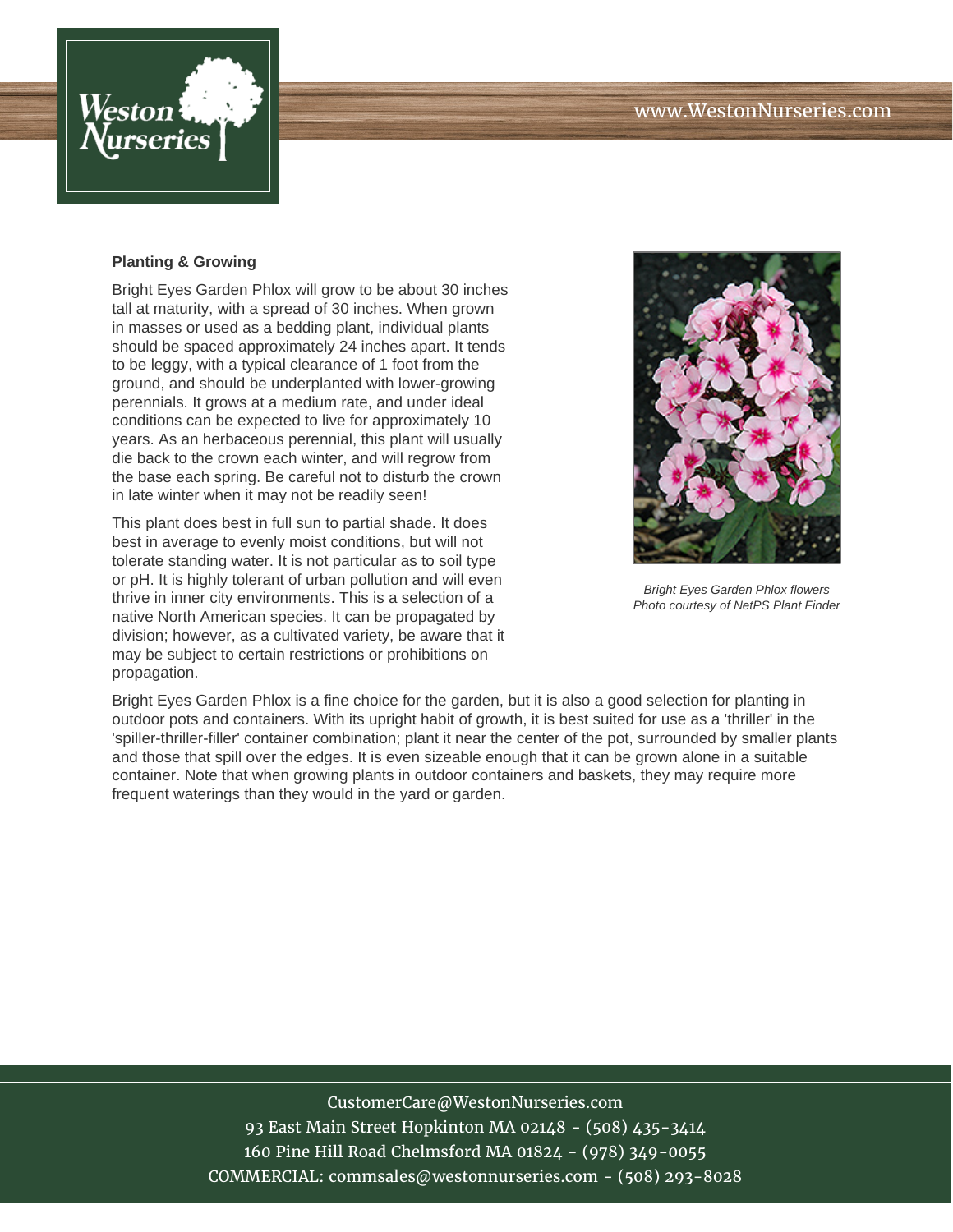**Planting & Growing**

Bright Eyes Garden Phlox will grow to be about 30 inches tall at maturity, with a spread of 30 inches. When grown in masses or used as a bedding plant, individual plants should be spaced approximately 24 inches apart. It tends to be leggy, with a typical clearance of 1 foot from the ground, and should be underplanted with lower-growing perennials. It grows at a medium rate, and under ideal conditions can be expected to live for approximately 10 years. As an herbaceous perennial, this plant will usually die back to the crown each winter, and will regrow from the base each spring. Be careful not to disturb the crown in late winter when it may not be readily seen!

This plant does best in full sun to partial shade. It does best in average to evenly moist conditions, but will not tolerate standing water. It is not particular as to soil type or pH. It is highly tolerant of urban pollution and will even thrive in inner city environments. This is a selection of a native North American species. It can be propagated by division; however, as a cultivated variety, be aware that it may be subject to certain restrictions or prohibitions on propagation.

*Bright Eyes Garden Phlox flowers*
*Photo courtesy of NetPS Plant Finder*

Bright Eyes Garden Phlox is a fine choice for the garden, but it is also a good selection for planting in outdoor pots and containers. With its upright habit of growth, it is best suited for use as a 'thriller' in the 'spiller-thriller-filler' container combination; plant it near the center of the pot, surrounded by smaller plants and those that spill over the edges. It is even sizeable enough that it can be grown alone in a suitable container. Note that when growing plants in outdoor containers and baskets, they may require more frequent waterings than they would in the yard or garden.